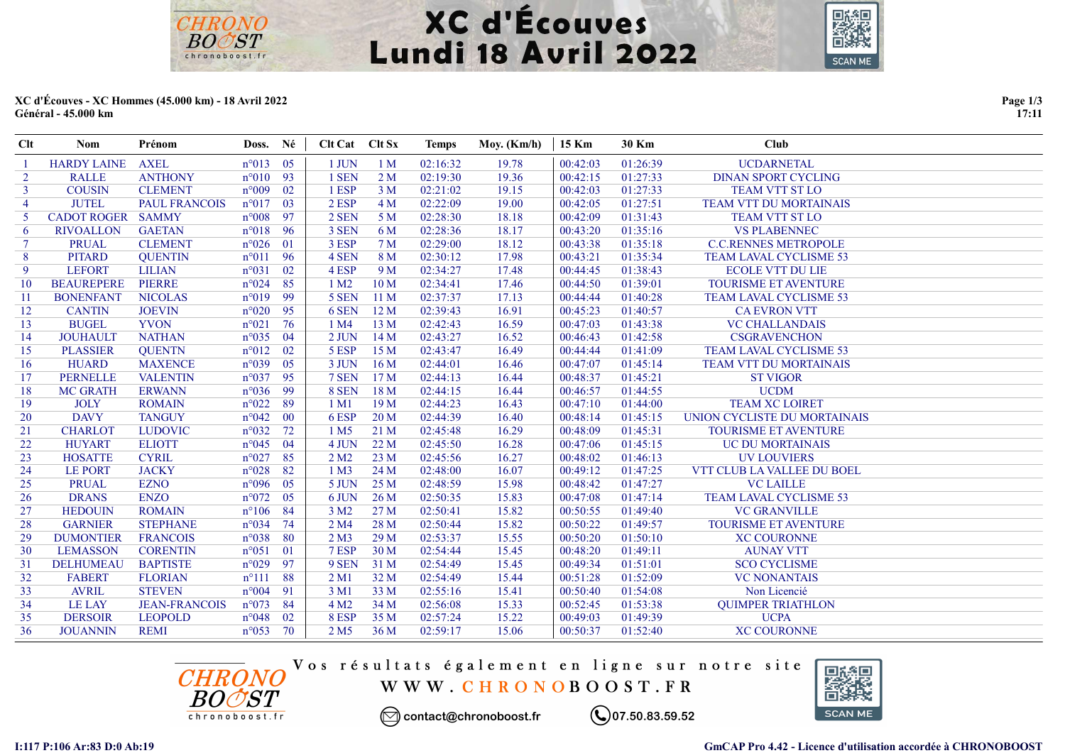# XC d'Écouves
# Lundi 18 Avril 2022

**XC d'Écouves - XC Hommes (45.000 km) - 18 Avril 2022**
**Général - 45.000 km**

| Clt | Nom | Prénom | Doss. | Né | Clt Cat | Clt Sx | Temps | Moy. (Km/h) | 15 Km | 30 Km | Club |
|---|---|---|---|---|---|---|---|---|---|---|---|
| 1 | HARDY LAINE | AXEL | n°013 | 05 | 1 JUN | 1 M | 02:16:32 | 19.78 | 00:42:03 | 01:26:39 | UCDARNETAL |
| 2 | RALLE | ANTHONY | n°010 | 93 | 1 SEN | 2 M | 02:19:30 | 19.36 | 00:42:15 | 01:27:33 | DINAN SPORT CYCLING |
| 3 | COUSIN | CLEMENT | n°009 | 02 | 1 ESP | 3 M | 02:21:02 | 19.15 | 00:42:03 | 01:27:33 | TEAM VTT ST LO |
| 4 | JUTEL | PAUL FRANCOIS | n°017 | 03 | 2 ESP | 4 M | 02:22:09 | 19.00 | 00:42:05 | 01:27:51 | TEAM VTT DU MORTAINAIS |
| 5 | CADOT ROGER | SAMMY | n°008 | 97 | 2 SEN | 5 M | 02:28:30 | 18.18 | 00:42:09 | 01:31:43 | TEAM VTT ST LO |
| 6 | RIVOALLON | GAETAN | n°018 | 96 | 3 SEN | 6 M | 02:28:36 | 18.17 | 00:43:20 | 01:35:16 | VS PLABENNEC |
| 7 | PRUAL | CLEMENT | n°026 | 01 | 3 ESP | 7 M | 02:29:00 | 18.12 | 00:43:38 | 01:35:18 | C.C.RENNES METROPOLE |
| 8 | PITARD | QUENTIN | n°011 | 96 | 4 SEN | 8 M | 02:30:12 | 17.98 | 00:43:21 | 01:35:34 | TEAM LAVAL CYCLISME 53 |
| 9 | LEFORT | LILIAN | n°031 | 02 | 4 ESP | 9 M | 02:34:27 | 17.48 | 00:44:45 | 01:38:43 | ECOLE VTT DU LIE |
| 10 | BEAUREPERE | PIERRE | n°024 | 85 | 1 M2 | 10 M | 02:34:41 | 17.46 | 00:44:50 | 01:39:01 | TOURISME ET AVENTURE |
| 11 | BONENFANT | NICOLAS | n°019 | 99 | 5 SEN | 11 M | 02:37:37 | 17.13 | 00:44:44 | 01:40:28 | TEAM LAVAL CYCLISME 53 |
| 12 | CANTIN | JOEVIN | n°020 | 95 | 6 SEN | 12 M | 02:39:43 | 16.91 | 00:45:23 | 01:40:57 | CA EVRON VTT |
| 13 | BUGEL | YVON | n°021 | 76 | 1 M4 | 13 M | 02:42:43 | 16.59 | 00:47:03 | 01:43:38 | VC CHALLANDAIS |
| 14 | JOUHAULT | NATHAN | n°035 | 04 | 2 JUN | 14 M | 02:43:27 | 16.52 | 00:46:43 | 01:42:58 | CSGRAVENCHON |
| 15 | PLASSIER | QUENTN | n°012 | 02 | 5 ESP | 15 M | 02:43:47 | 16.49 | 00:44:44 | 01:41:09 | TEAM LAVAL CYCLISME 53 |
| 16 | HUARD | MAXENCE | n°039 | 05 | 3 JUN | 16 M | 02:44:01 | 16.46 | 00:47:07 | 01:45:14 | TEAM VTT DU MORTAINAIS |
| 17 | PERNELLE | VALENTIN | n°037 | 95 | 7 SEN | 17 M | 02:44:13 | 16.44 | 00:48:37 | 01:45:21 | ST VIGOR |
| 18 | MC GRATH | ERWANN | n°036 | 99 | 8 SEN | 18 M | 02:44:15 | 16.44 | 00:46:57 | 01:44:55 | UCDM |
| 19 | JOLY | ROMAIN | n°022 | 89 | 1 M1 | 19 M | 02:44:23 | 16.43 | 00:47:10 | 01:44:00 | TEAM XC LOIRET |
| 20 | DAVY | TANGUY | n°042 | 00 | 6 ESP | 20 M | 02:44:39 | 16.40 | 00:48:14 | 01:45:15 | UNION CYCLISTE DU MORTAINAIS |
| 21 | CHARLOT | LUDOVIC | n°032 | 72 | 1 M5 | 21 M | 02:45:48 | 16.29 | 00:48:09 | 01:45:31 | TOURISME ET AVENTURE |
| 22 | HUYART | ELIOTT | n°045 | 04 | 4 JUN | 22 M | 02:45:50 | 16.28 | 00:47:06 | 01:45:15 | UC DU MORTAINAIS |
| 23 | HOSATTE | CYRIL | n°027 | 85 | 2 M2 | 23 M | 02:45:56 | 16.27 | 00:48:02 | 01:46:13 | UV LOUVIERS |
| 24 | LE PORT | JACKY | n°028 | 82 | 1 M3 | 24 M | 02:48:00 | 16.07 | 00:49:12 | 01:47:25 | VTT CLUB LA VALLEE DU BOEL |
| 25 | PRUAL | EZNO | n°096 | 05 | 5 JUN | 25 M | 02:48:59 | 15.98 | 00:48:42 | 01:47:27 | VC LAILLE |
| 26 | DRANS | ENZO | n°072 | 05 | 6 JUN | 26 M | 02:50:35 | 15.83 | 00:47:08 | 01:47:14 | TEAM LAVAL CYCLISME 53 |
| 27 | HEDOUIN | ROMAIN | n°106 | 84 | 3 M2 | 27 M | 02:50:41 | 15.82 | 00:50:55 | 01:49:40 | VC GRANVILLE |
| 28 | GARNIER | STEPHANE | n°034 | 74 | 2 M4 | 28 M | 02:50:44 | 15.82 | 00:50:22 | 01:49:57 | TOURISME ET AVENTURE |
| 29 | DUMONTIER | FRANCOIS | n°038 | 80 | 2 M3 | 29 M | 02:53:37 | 15.55 | 00:50:20 | 01:50:10 | XC COURONNE |
| 30 | LEMASSON | CORENTIN | n°051 | 01 | 7 ESP | 30 M | 02:54:44 | 15.45 | 00:48:20 | 01:49:11 | AUNAY VTT |
| 31 | DELHUMEAU | BAPTISTE | n°029 | 97 | 9 SEN | 31 M | 02:54:49 | 15.45 | 00:49:34 | 01:51:01 | SCO CYCLISME |
| 32 | FABERT | FLORIAN | n°111 | 88 | 2 M1 | 32 M | 02:54:49 | 15.44 | 00:51:28 | 01:52:09 | VC NONANTAIS |
| 33 | AVRIL | STEVEN | n°004 | 91 | 3 M1 | 33 M | 02:55:16 | 15.41 | 00:50:40 | 01:54:08 | Non Licencié |
| 34 | LE LAY | JEAN-FRANCOIS | n°073 | 84 | 4 M2 | 34 M | 02:56:08 | 15.33 | 00:52:45 | 01:53:38 | QUIMPER TRIATHLON |
| 35 | DERSOIR | LEOPOLD | n°048 | 02 | 8 ESP | 35 M | 02:57:24 | 15.22 | 00:49:03 | 01:49:39 | UCPA |
| 36 | JOUANNIN | REMI | n°053 | 70 | 2 M5 | 36 M | 02:59:17 | 15.06 | 00:50:37 | 01:52:40 | XC COURONNE |

Vos résultats également en ligne sur notre site
WWW.CHRONOBOOST.FR

contact@chronoboost.fr    07.50.83.59.52

I:117 P:106 Ar:83 D:0 Ab:19

GmCAP Pro 4.42 - Licence d'utilisation accordée à CHRONOBOOST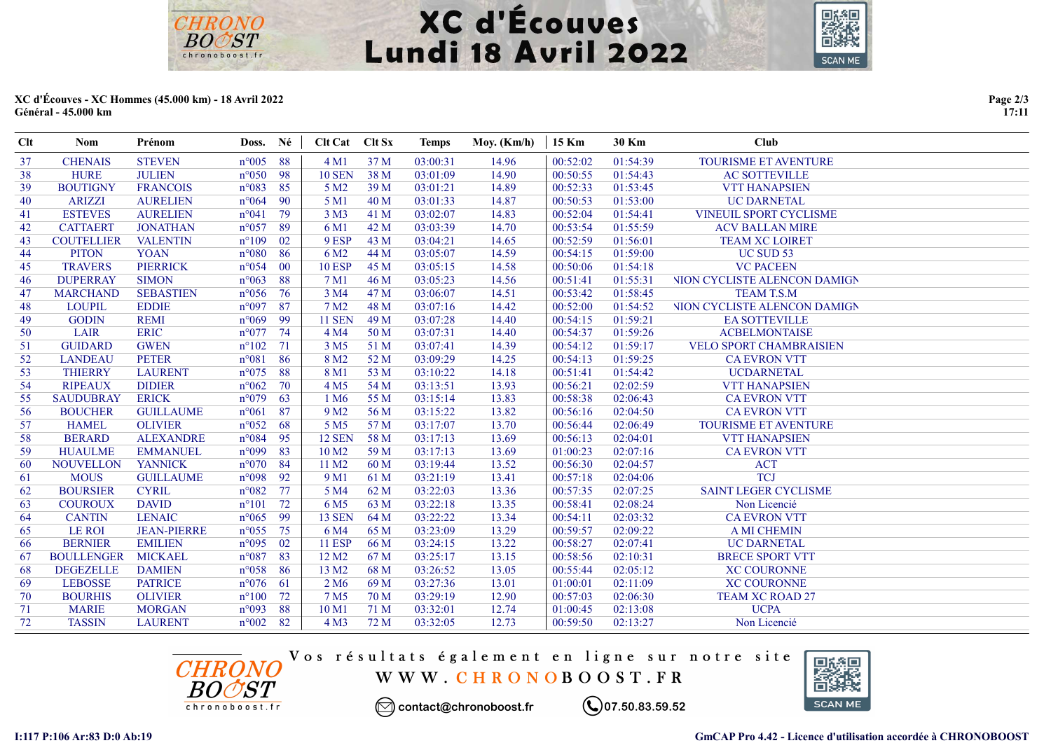# XC d'Écouves
# Lundi 18 Avril 2022

**XC d'Écouves - XC Hommes (45.000 km) - 18 Avril 2022**
**Général - 45.000 km**

| Clt | Nom | Prénom | Doss. | Né | Clt Cat | Clt Sx | Temps | Moy. (Km/h) | 15 Km | 30 Km | Club |
|---|---|---|---|---|---|---|---|---|---|---|---|
| 37 | CHENAIS | STEVEN | n°005 | 88 | 4 M1 | 37 M | 03:00:31 | 14.96 | 00:52:02 | 01:54:39 | TOURISME ET AVENTURE |
| 38 | HURE | JULIEN | n°050 | 98 | 10 SEN | 38 M | 03:01:09 | 14.90 | 00:50:55 | 01:54:43 | AC SOTTEVILLE |
| 39 | BOUTIGNY | FRANCOIS | n°083 | 85 | 5 M2 | 39 M | 03:01:21 | 14.89 | 00:52:33 | 01:53:45 | VTT HANAPSIEN |
| 40 | ARIZZI | AURELIEN | n°064 | 90 | 5 M1 | 40 M | 03:01:33 | 14.87 | 00:50:53 | 01:53:00 | UC DARNETAL |
| 41 | ESTEVES | AURELIEN | n°041 | 79 | 3 M3 | 41 M | 03:02:07 | 14.83 | 00:52:04 | 01:54:41 | VINEUIL SPORT CYCLISME |
| 42 | CATTAERT | JONATHAN | n°057 | 89 | 6 M1 | 42 M | 03:03:39 | 14.70 | 00:53:54 | 01:55:59 | ACV BALLAN MIRE |
| 43 | COUTELLIER | VALENTIN | n°109 | 02 | 9 ESP | 43 M | 03:04:21 | 14.65 | 00:52:59 | 01:56:01 | TEAM XC LOIRET |
| 44 | PITON | YOAN | n°080 | 86 | 6 M2 | 44 M | 03:05:07 | 14.59 | 00:54:15 | 01:59:00 | UC SUD 53 |
| 45 | TRAVERS | PIERRICK | n°054 | 00 | 10 ESP | 45 M | 03:05:15 | 14.58 | 00:50:06 | 01:54:18 | VC PACEEN |
| 46 | DUPERRAY | SIMON | n°063 | 88 | 7 M1 | 46 M | 03:05:23 | 14.56 | 00:51:41 | 01:55:31 | NION CYCLISTE ALENCON DAMIGN |
| 47 | MARCHAND | SEBASTIEN | n°056 | 76 | 3 M4 | 47 M | 03:06:07 | 14.51 | 00:53:42 | 01:58:45 | TEAM T.S.M |
| 48 | LOUPIL | EDDIE | n°097 | 87 | 7 M2 | 48 M | 03:07:16 | 14.42 | 00:52:00 | 01:54:52 | NION CYCLISTE ALENCON DAMIGN |
| 49 | GODIN | REMI | n°069 | 99 | 11 SEN | 49 M | 03:07:28 | 14.40 | 00:54:15 | 01:59:21 | EA SOTTEVILLE |
| 50 | LAIR | ERIC | n°077 | 74 | 4 M4 | 50 M | 03:07:31 | 14.40 | 00:54:37 | 01:59:26 | ACBELMONTAISE |
| 51 | GUIDARD | GWEN | n°102 | 71 | 3 M5 | 51 M | 03:07:41 | 14.39 | 00:54:12 | 01:59:17 | VELO SPORT CHAMBRAISIEN |
| 52 | LANDEAU | PETER | n°081 | 86 | 8 M2 | 52 M | 03:09:29 | 14.25 | 00:54:13 | 01:59:25 | CA EVRON VTT |
| 53 | THIERRY | LAURENT | n°075 | 88 | 8 M1 | 53 M | 03:10:22 | 14.18 | 00:51:41 | 01:54:42 | UCDARNETAL |
| 54 | RIPEAUX | DIDIER | n°062 | 70 | 4 M5 | 54 M | 03:13:51 | 13.93 | 00:56:21 | 02:02:59 | VTT HANAPSIEN |
| 55 | SAUDUBRAY | ERICK | n°079 | 63 | 1 M6 | 55 M | 03:15:14 | 13.83 | 00:58:38 | 02:06:43 | CA EVRON VTT |
| 56 | BOUCHER | GUILLAUME | n°061 | 87 | 9 M2 | 56 M | 03:15:22 | 13.82 | 00:56:16 | 02:04:50 | CA EVRON VTT |
| 57 | HAMEL | OLIVIER | n°052 | 68 | 5 M5 | 57 M | 03:17:07 | 13.70 | 00:56:44 | 02:06:49 | TOURISME ET AVENTURE |
| 58 | BERARD | ALEXANDRE | n°084 | 95 | 12 SEN | 58 M | 03:17:13 | 13.69 | 00:56:13 | 02:04:01 | VTT HANAPSIEN |
| 59 | HUAULME | EMMANUEL | n°099 | 83 | 10 M2 | 59 M | 03:17:13 | 13.69 | 01:00:23 | 02:07:16 | CA EVRON VTT |
| 60 | NOUVELLON | YANNICK | n°070 | 84 | 11 M2 | 60 M | 03:19:44 | 13.52 | 00:56:30 | 02:04:57 | ACT |
| 61 | MOUS | GUILLAUME | n°098 | 92 | 9 M1 | 61 M | 03:21:19 | 13.41 | 00:57:18 | 02:04:06 | TCJ |
| 62 | BOURSIER | CYRIL | n°082 | 77 | 5 M4 | 62 M | 03:22:03 | 13.36 | 00:57:35 | 02:07:25 | SAINT LEGER CYCLISME |
| 63 | COUROUX | DAVID | n°101 | 72 | 6 M5 | 63 M | 03:22:18 | 13.35 | 00:58:41 | 02:08:24 | Non Licencié |
| 64 | CANTIN | LENAIC | n°065 | 99 | 13 SEN | 64 M | 03:22:22 | 13.34 | 00:54:11 | 02:03:32 | CA EVRON VTT |
| 65 | LE ROI | JEAN-PIERRE | n°055 | 75 | 6 M4 | 65 M | 03:23:09 | 13.29 | 00:59:57 | 02:09:22 | A MI CHEMIN |
| 66 | BERNIER | EMILIEN | n°095 | 02 | 11 ESP | 66 M | 03:24:15 | 13.22 | 00:58:27 | 02:07:41 | UC DARNETAL |
| 67 | BOULLENGER | MICKAEL | n°087 | 83 | 12 M2 | 67 M | 03:25:17 | 13.15 | 00:58:56 | 02:10:31 | BRECE SPORT VTT |
| 68 | DEGEZELLE | DAMIEN | n°058 | 86 | 13 M2 | 68 M | 03:26:52 | 13.05 | 00:55:44 | 02:05:12 | XC COURONNE |
| 69 | LEBOSSE | PATRICE | n°076 | 61 | 2 M6 | 69 M | 03:27:36 | 13.01 | 01:00:01 | 02:11:09 | XC COURONNE |
| 70 | BOURHIS | OLIVIER | n°100 | 72 | 7 M5 | 70 M | 03:29:19 | 12.90 | 00:57:03 | 02:06:30 | TEAM XC ROAD 27 |
| 71 | MARIE | MORGAN | n°093 | 88 | 10 M1 | 71 M | 03:32:01 | 12.74 | 01:00:45 | 02:13:08 | UCPA |
| 72 | TASSIN | LAURENT | n°002 | 82 | 4 M3 | 72 M | 03:32:05 | 12.73 | 00:59:50 | 02:13:27 | Non Licencié |

Vos résultats également en ligne sur notre site
WWW.CHRONOBOOST.FR

contact@chronoboost.fr 07.50.83.59.52

I:117 P:106 Ar:83 D:0 Ab:19

GmCAP Pro 4.42 - Licence d'utilisation accordée à CHRONOBOOST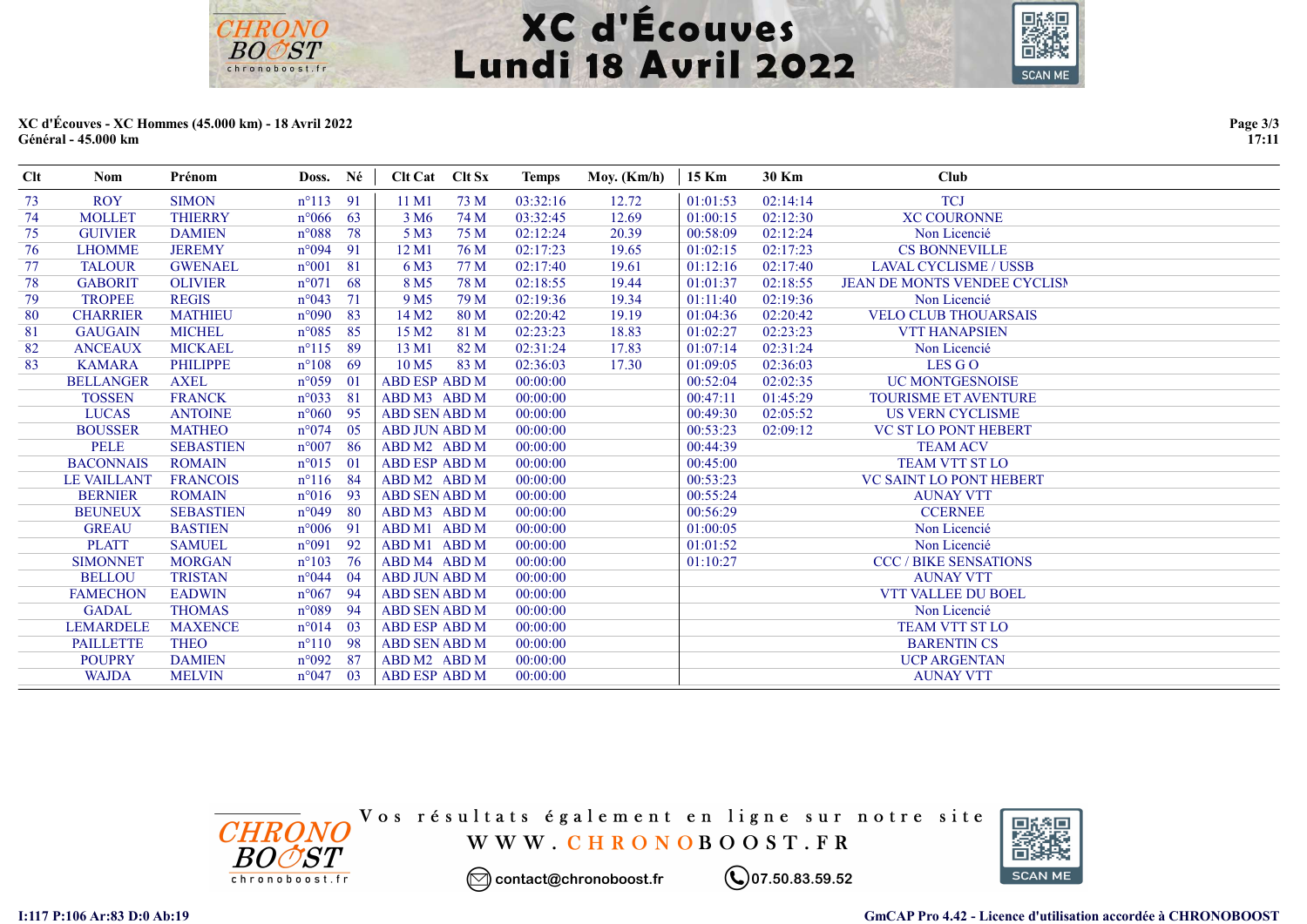**XC d'Écouves - XC Hommes (45.000 km) - 18 Avril 2022**
**Général - 45.000 km**

| Clt | Nom | Prénom | Doss. | Né | Clt Cat | Clt Sx | Temps | Moy. (Km/h) | 15 Km | 30 Km | Club |
|---|---|---|---|---|---|---|---|---|---|---|---|
| 73 | ROY | SIMON | n°113 | 91 | 11 M1 | 73 M | 03:32:16 | 12.72 | 01:01:53 | 02:14:14 | TCJ |
| 74 | MOLLET | THIERRY | n°066 | 63 | 3 M6 | 74 M | 03:32:45 | 12.69 | 01:00:15 | 02:12:30 | XC COURONNE |
| 75 | GUIVIER | DAMIEN | n°088 | 78 | 5 M3 | 75 M | 02:12:24 | 20.39 | 00:58:09 | 02:12:24 | Non Licencié |
| 76 | LHOMME | JEREMY | n°094 | 91 | 12 M1 | 76 M | 02:17:23 | 19.65 | 01:02:15 | 02:17:23 | CS BONNEVILLE |
| 77 | TALOUR | GWENAEL | n°001 | 81 | 6 M3 | 77 M | 02:17:40 | 19.61 | 01:12:16 | 02:17:40 | LAVAL CYCLISME / USSB |
| 78 | GABORIT | OLIVIER | n°071 | 68 | 8 M5 | 78 M | 02:18:55 | 19.44 | 01:01:37 | 02:18:55 | JEAN DE MONTS VENDEE CYCLISM |
| 79 | TROPEE | REGIS | n°043 | 71 | 9 M5 | 79 M | 02:19:36 | 19.34 | 01:11:40 | 02:19:36 | Non Licencié |
| 80 | CHARRIER | MATHIEU | n°090 | 83 | 14 M2 | 80 M | 02:20:42 | 19.19 | 01:04:36 | 02:20:42 | VELO CLUB THOUARSAIS |
| 81 | GAUGAIN | MICHEL | n°085 | 85 | 15 M2 | 81 M | 02:23:23 | 18.83 | 01:02:27 | 02:23:23 | VTT HANAPSIEN |
| 82 | ANCEAUX | MICKAEL | n°115 | 89 | 13 M1 | 82 M | 02:31:24 | 17.83 | 01:07:14 | 02:31:24 | Non Licencié |
| 83 | KAMARA | PHILIPPE | n°108 | 69 | 10 M5 | 83 M | 02:36:03 | 17.30 | 01:09:05 | 02:36:03 | LES G O |
| | BELLANGER | AXEL | n°059 | 01 | ABD ESP | ABD M | 00:00:00 | | 00:52:04 | 02:02:35 | UC MONTGESNOISE |
| | TOSSEN | FRANCK | n°033 | 81 | ABD M3 | ABD M | 00:00:00 | | 00:47:11 | 01:45:29 | TOURISME ET AVENTURE |
| | LUCAS | ANTOINE | n°060 | 95 | ABD SEN | ABD M | 00:00:00 | | 00:49:30 | 02:05:52 | US VERN CYCLISME |
| | BOUSSER | MATHEO | n°074 | 05 | ABD JUN | ABD M | 00:00:00 | | 00:53:23 | 02:09:12 | VC ST LO PONT HEBERT |
| | PELE | SEBASTIEN | n°007 | 86 | ABD M2 | ABD M | 00:00:00 | | 00:44:39 | | TEAM ACV |
| | BACONNAIS | ROMAIN | n°015 | 01 | ABD ESP | ABD M | 00:00:00 | | 00:45:00 | | TEAM VTT ST LO |
| | LE VAILLANT | FRANCOIS | n°116 | 84 | ABD M2 | ABD M | 00:00:00 | | 00:53:23 | | VC SAINT LO PONT HEBERT |
| | BERNIER | ROMAIN | n°016 | 93 | ABD SEN | ABD M | 00:00:00 | | 00:55:24 | | AUNAY VTT |
| | BEUNEUX | SEBASTIEN | n°049 | 80 | ABD M3 | ABD M | 00:00:00 | | 00:56:29 | | CCERNEE |
| | GREAU | BASTIEN | n°006 | 91 | ABD M1 | ABD M | 00:00:00 | | 01:00:05 | | Non Licencié |
| | PLATT | SAMUEL | n°091 | 92 | ABD M1 | ABD M | 00:00:00 | | 01:01:52 | | Non Licencié |
| | SIMONNET | MORGAN | n°103 | 76 | ABD M4 | ABD M | 00:00:00 | | 01:10:27 | | CCC / BIKE SENSATIONS |
| | BELLOU | TRISTAN | n°044 | 04 | ABD JUN | ABD M | 00:00:00 | | | | AUNAY VTT |
| | FAMECHON | EADWIN | n°067 | 94 | ABD SEN | ABD M | 00:00:00 | | | | VTT VALLEE DU BOEL |
| | GADAL | THOMAS | n°089 | 94 | ABD SEN | ABD M | 00:00:00 | | | | Non Licencié |
| | LEMARDELE | MAXENCE | n°014 | 03 | ABD ESP | ABD M | 00:00:00 | | | | TEAM VTT ST LO |
| | PAILLETTE | THEO | n°110 | 98 | ABD SEN | ABD M | 00:00:00 | | | | BARENTIN CS |
| | POUPRY | DAMIEN | n°092 | 87 | ABD M2 | ABD M | 00:00:00 | | | | UCP ARGENTAN |
| | WAJDA | MELVIN | n°047 | 03 | ABD ESP | ABD M | 00:00:00 | | | | AUNAY VTT |

I:117 P:106 Ar:83 D:0 Ab:19